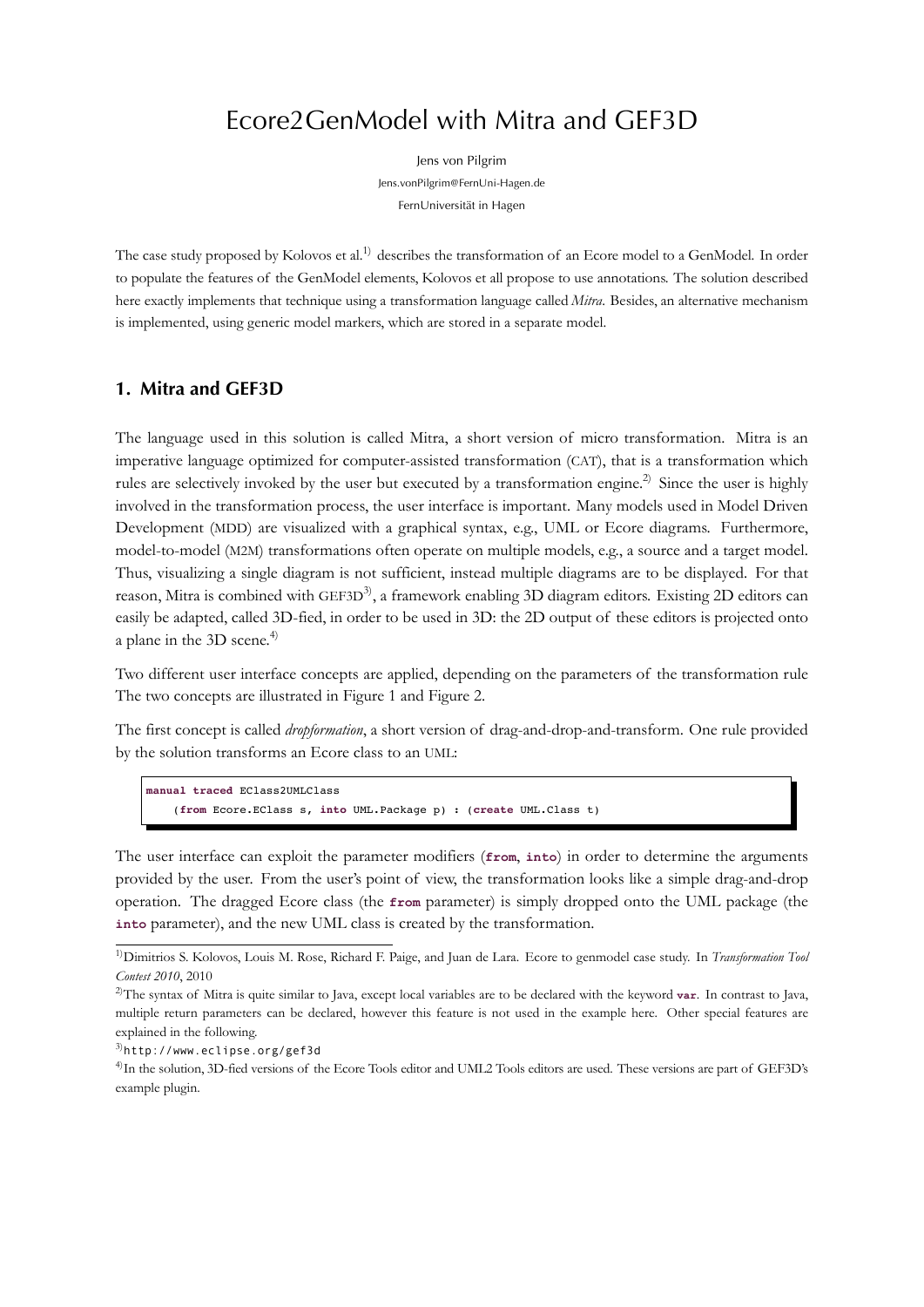# Ecore2GenModel with Mitra and GEF3D

Jens von Pilgrim

Jens.vonPilgrim@FernUni-Hagen.de

FernUniversität in Hagen

The case study proposed by Kolovos et al.[1] describes the transformation of an Ecore model to a GenModel. In order to populate the features of the GenModel elements, Kolovos et all propose to use annotations. The solution described here exactly implements that technique using a transformation language called *Mitra*. Besides, an alternative mechanism is implemented, using generic model markers, which are stored in a separate model.

## 1. Mitra and GEF3D

The language used in this solution is called Mitra, a short version of micro transformation. Mitra is an imperative language optimized for computer-assisted transformation (CAT), that is a transformation which rules are selectively invoked by the user but executed by a transformation engine.[2] Since the user is highly involved in the transformation process, the user interface is important. Many models used in Model Driven Development (MDD) are visualized with a graphical syntax, e.g., UML or Ecore diagrams. Furthermore, model-to-model (M2M) transformations often operate on multiple models, e.g., a source and a target model. Thus, visualizing a single diagram is not sufficient, instead multiple diagrams are to be displayed. For that reason, Mitra is combined with GEF3D[3], a framework enabling 3D diagram editors. Existing 2D editors can easily be adapted, called 3D-fied, in order to be used in 3D: the 2D output of these editors is projected onto a plane in the 3D scene.[4]

Two different user interface concepts are applied, depending on the parameters of the transformation rule The two concepts are illustrated in Figure 1 and Figure 2.

The first concept is called *dropformation*, a short version of drag-and-drop-and-transform. One rule provided by the solution transforms an Ecore class to an UML:

```
manual traced EClass2UMLClass
    (from Ecore.EClass s, into UML.Package p) : (create UML.Class t)
```

The user interface can exploit the parameter modifiers (**from**, **into**) in order to determine the arguments provided by the user. From the user's point of view, the transformation looks like a simple drag-and-drop operation. The dragged Ecore class (the **from** parameter) is simply dropped onto the UML package (the **into** parameter), and the new UML class is created by the transformation.

---

[1] Dimitrios S. Kolovos, Louis M. Rose, Richard F. Paige, and Juan de Lara. Ecore to genmodel case study. In *Transformation Tool Contest 2010*, 2010

[2] The syntax of Mitra is quite similar to Java, except local variables are to be declared with the keyword **var**. In contrast to Java, multiple return parameters can be declared, however this feature is not used in the example here. Other special features are explained in the following.

[3] http://www.eclipse.org/gef3d

[4] In the solution, 3D-fied versions of the Ecore Tools editor and UML2 Tools editors are used. These versions are part of GEF3D's example plugin.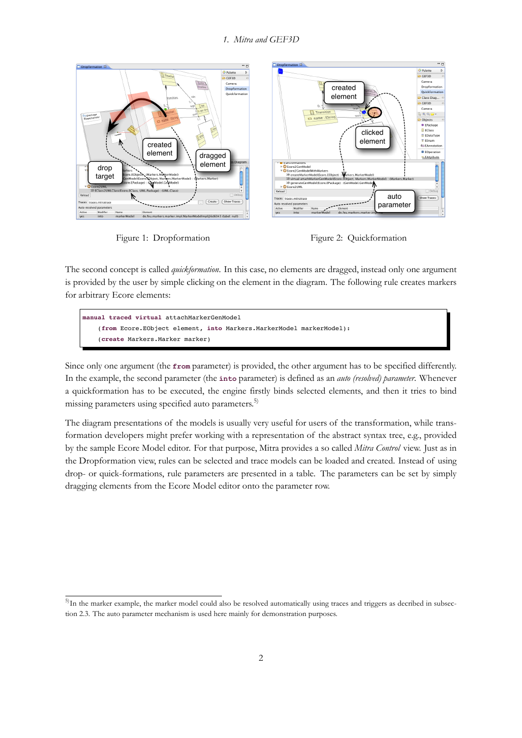Figure 1: Dropformation

Figure 2: Quickformation

The second concept is called *quickformation*. In this case, no elements are dragged, instead only one argument is provided by the user by simple clicking on the element in the diagram. The following rule creates markers for arbitrary Ecore elements:

```
manual traced virtual attachMarkerGenModel
    (from Ecore.EObject element, into Markers.MarkerModel markerModel):
    (create Markers.Marker marker)
```

Since only one argument (the **from** parameter) is provided, the other argument has to be specified differently. In the example, the second parameter (the **into** parameter) is defined as an *auto (resolved) parameter*. Whenever a quickformation has to be executed, the engine firstly binds selected elements, and then it tries to bind missing parameters using specified auto parameters.[5]

The diagram presentations of the models is usually very useful for users of the transformation, while transformation developers might prefer working with a representation of the abstract syntax tree, e.g., provided by the sample Ecore Model editor. For that purpose, Mitra provides a so called *Mitra Control* view. Just as in the Dropformation view, rules can be selected and trace models can be loaded and created. Instead of using drop- or quick-formations, rule parameters are presented in a table. The parameters can be set by simply dragging elements from the Ecore Model editor onto the parameter row.

[5] In the marker example, the marker model could also be resolved automatically using traces and triggers as decribed in subsection 2.3. The auto parameter mechanism is used here mainly for demonstration purposes.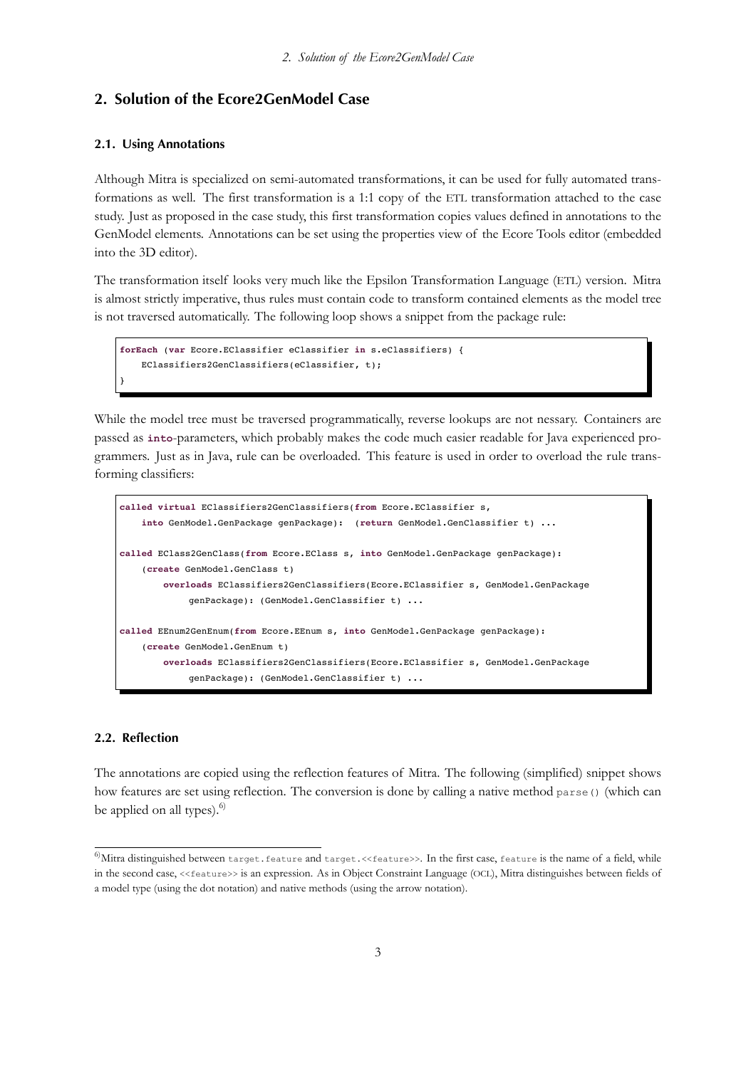## 2. Solution of the Ecore2GenModel Case

### 2.1. Using Annotations

Although Mitra is specialized on semi-automated transformations, it can be used for fully automated transformations as well. The first transformation is a 1:1 copy of the ETL transformation attached to the case study. Just as proposed in the case study, this first transformation copies values defined in annotations to the GenModel elements. Annotations can be set using the properties view of the Ecore Tools editor (embedded into the 3D editor).

The transformation itself looks very much like the Epsilon Transformation Language (ETL) version. Mitra is almost strictly imperative, thus rules must contain code to transform contained elements as the model tree is not traversed automatically. The following loop shows a snippet from the package rule:

```
forEach (var Ecore.EClassifier eClassifier in s.eClassifiers) {
    EClassifiers2GenClassifiers(eClassifier, t);
}
```

While the model tree must be traversed programmatically, reverse lookups are not nessary. Containers are passed as **into**-parameters, which probably makes the code much easier readable for Java experienced programmers. Just as in Java, rule can be overloaded. This feature is used in order to overload the rule transforming classifiers:

```
called virtual EClassifiers2GenClassifiers(from Ecore.EClassifier s,
    into GenModel.GenPackage genPackage):  (return GenModel.GenClassifier t) ...

called EClass2GenClass(from Ecore.EClass s, into GenModel.GenPackage genPackage):
    (create GenModel.GenClass t)
        overloads EClassifiers2GenClassifiers(Ecore.EClassifier s, GenModel.GenPackage
             genPackage): (GenModel.GenClassifier t) ...

called EEnum2GenEnum(from Ecore.EEnum s, into GenModel.GenPackage genPackage):
    (create GenModel.GenEnum t)
        overloads EClassifiers2GenClassifiers(Ecore.EClassifier s, GenModel.GenPackage
             genPackage): (GenModel.GenClassifier t) ...
```

### 2.2. Reflection

The annotations are copied using the reflection features of Mitra. The following (simplified) snippet shows how features are set using reflection. The conversion is done by calling a native method `parse()` (which can be applied on all types).[6]

[6] Mitra distinguished between `target.feature` and `target.<<feature>>`. In the first case, `feature` is the name of a field, while in the second case, `<<feature>>` is an expression. As in Object Constraint Language (OCL), Mitra distinguishes between fields of a model type (using the dot notation) and native methods (using the arrow notation).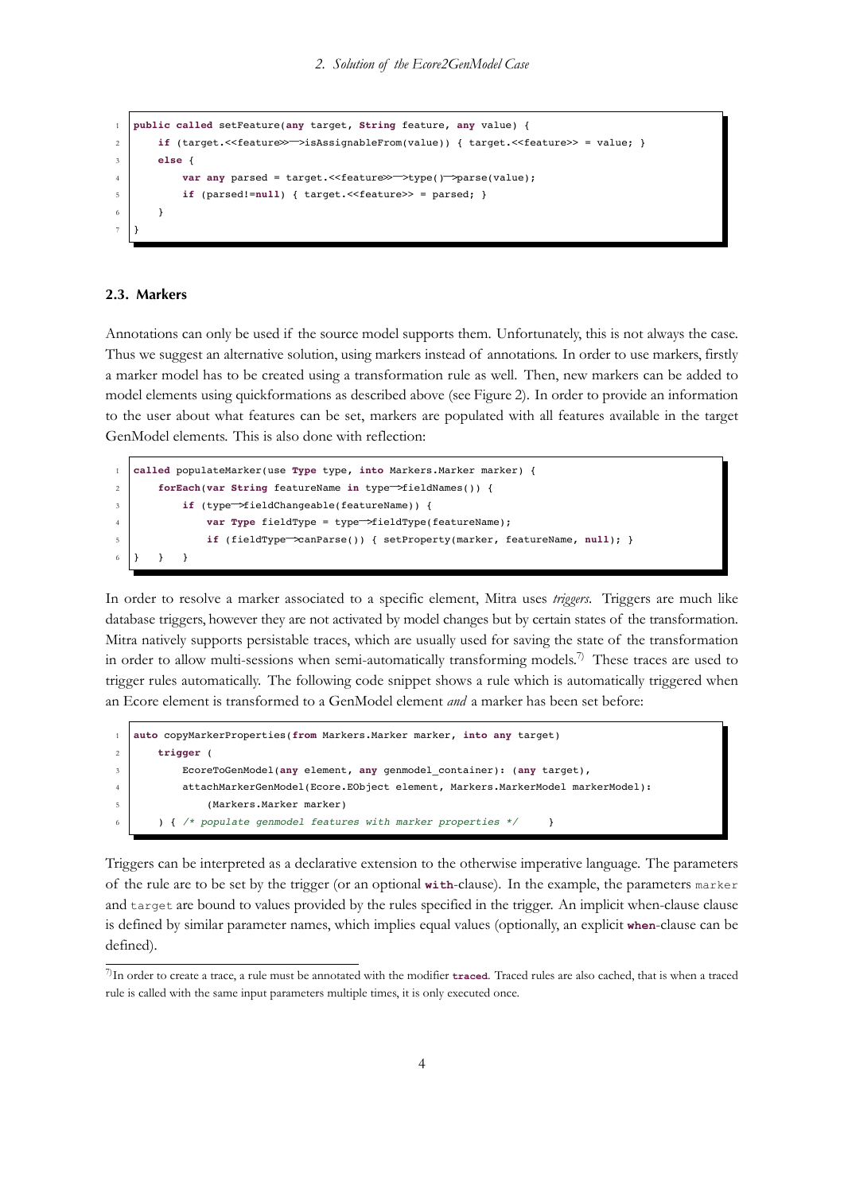```
public called setFeature(any target, String feature, any value) {
    if (target.<<feature>>—>isAssignableFrom(value)) { target.<<feature>> = value; }
    else {
        var any parsed = target.<<feature>>—>type()—>parse(value);
        if (parsed!=null) { target.<<feature>> = parsed; }
    }
}
```

### 2.3. Markers

Annotations can only be used if the source model supports them. Unfortunately, this is not always the case. Thus we suggest an alternative solution, using markers instead of annotations. In order to use markers, firstly a marker model has to be created using a transformation rule as well. Then, new markers can be added to model elements using quickformations as described above (see Figure 2). In order to provide an information to the user about what features can be set, markers are populated with all features available in the target GenModel elements. This is also done with reflection:

```
called populateMarker(use Type type, into Markers.Marker marker) {
    forEach(var String featureName in type—>fieldNames()) {
        if (type—>fieldChangeable(featureName)) {
            var Type fieldType = type—>fieldType(featureName);
            if (fieldType—>canParse()) { setProperty(marker, featureName, null); }
}   }   }
```

In order to resolve a marker associated to a specific element, Mitra uses *triggers*. Triggers are much like database triggers, however they are not activated by model changes but by certain states of the transformation. Mitra natively supports persistable traces, which are usually used for saving the state of the transformation in order to allow multi-sessions when semi-automatically transforming models.[7] These traces are used to trigger rules automatically. The following code snippet shows a rule which is automatically triggered when an Ecore element is transformed to a GenModel element *and* a marker has been set before:

```
auto copyMarkerProperties(from Markers.Marker marker, into any target)
    trigger (
        EcoreToGenModel(any element, any genmodel_container): (any target),
        attachMarkerGenModel(Ecore.EObject element, Markers.MarkerModel markerModel):
            (Markers.Marker marker)
    ) { /* populate genmodel features with marker properties */     }
```

Triggers can be interpreted as a declarative extension to the otherwise imperative language. The parameters of the rule are to be set by the trigger (or an optional **with**-clause). In the example, the parameters `marker` and `target` are bound to values provided by the rules specified in the trigger. An implicit when-clause clause is defined by similar parameter names, which implies equal values (optionally, an explicit **when**-clause can be defined).

[7] In order to create a trace, a rule must be annotated with the modifier **traced**. Traced rules are also cached, that is when a traced rule is called with the same input parameters multiple times, it is only executed once.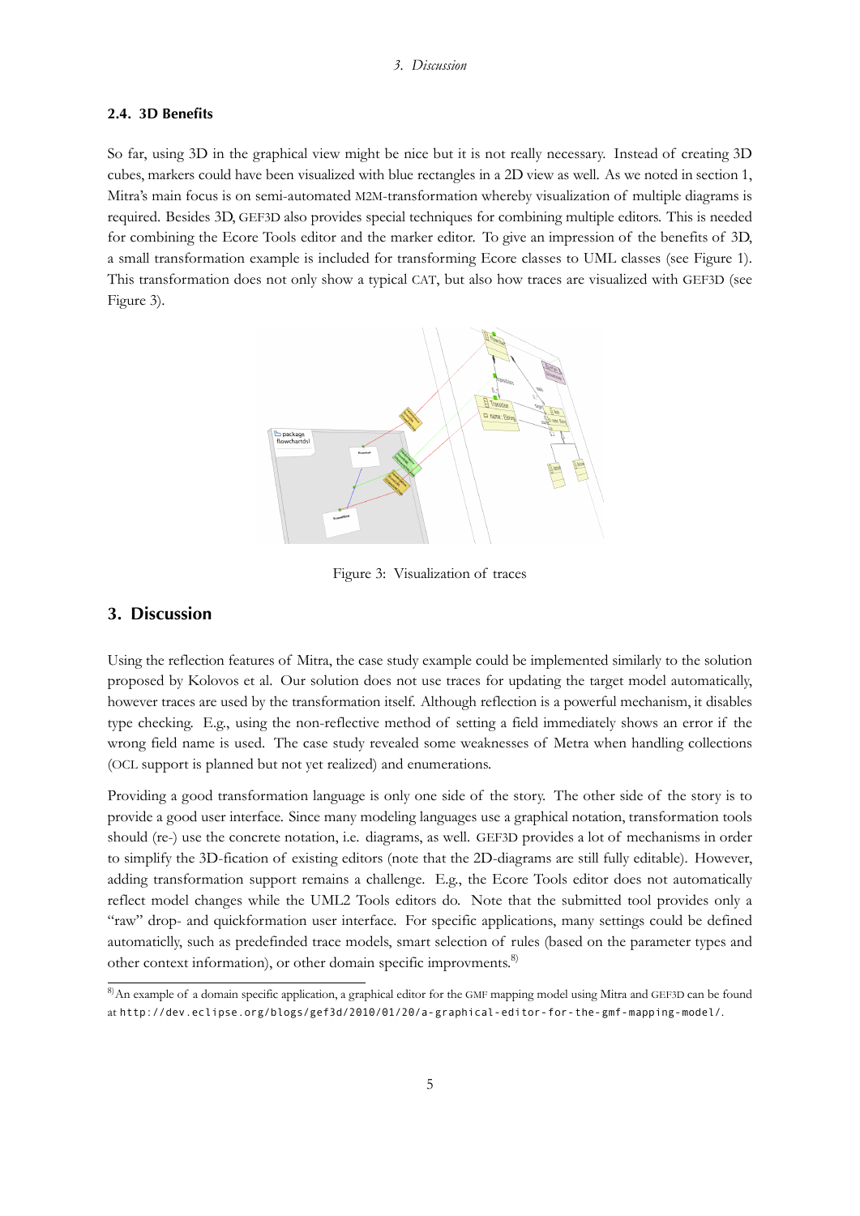### 2.4. 3D Benefits

So far, using 3D in the graphical view might be nice but it is not really necessary. Instead of creating 3D cubes, markers could have been visualized with blue rectangles in a 2D view as well. As we noted in section 1, Mitra's main focus is on semi-automated M2M-transformation whereby visualization of multiple diagrams is required. Besides 3D, GEF3D also provides special techniques for combining multiple editors. This is needed for combining the Ecore Tools editor and the marker editor. To give an impression of the benefits of 3D, a small transformation example is included for transforming Ecore classes to UML classes (see Figure 1). This transformation does not only show a typical CAT, but also how traces are visualized with GEF3D (see Figure 3).

Figure 3: Visualization of traces

## 3. Discussion

Using the reflection features of Mitra, the case study example could be implemented similarly to the solution proposed by Kolovos et al. Our solution does not use traces for updating the target model automatically, however traces are used by the transformation itself. Although reflection is a powerful mechanism, it disables type checking. E.g., using the non-reflective method of setting a field immediately shows an error if the wrong field name is used. The case study revealed some weaknesses of Metra when handling collections (OCL support is planned but not yet realized) and enumerations.

Providing a good transformation language is only one side of the story. The other side of the story is to provide a good user interface. Since many modeling languages use a graphical notation, transformation tools should (re-) use the concrete notation, i.e. diagrams, as well. GEF3D provides a lot of mechanisms in order to simplify the 3D-fication of existing editors (note that the 2D-diagrams are still fully editable). However, adding transformation support remains a challenge. E.g., the Ecore Tools editor does not automatically reflect model changes while the UML2 Tools editors do. Note that the submitted tool provides only a "raw" drop- and quickformation user interface. For specific applications, many settings could be defined automaticlly, such as predefinded trace models, smart selection of rules (based on the parameter types and other context information), or other domain specific improvments.[8]

[8] An example of a domain specific application, a graphical editor for the GMF mapping model using Mitra and GEF3D can be found at `http://dev.eclipse.org/blogs/gef3d/2010/01/20/a-graphical-editor-for-the-gmf-mapping-model/`.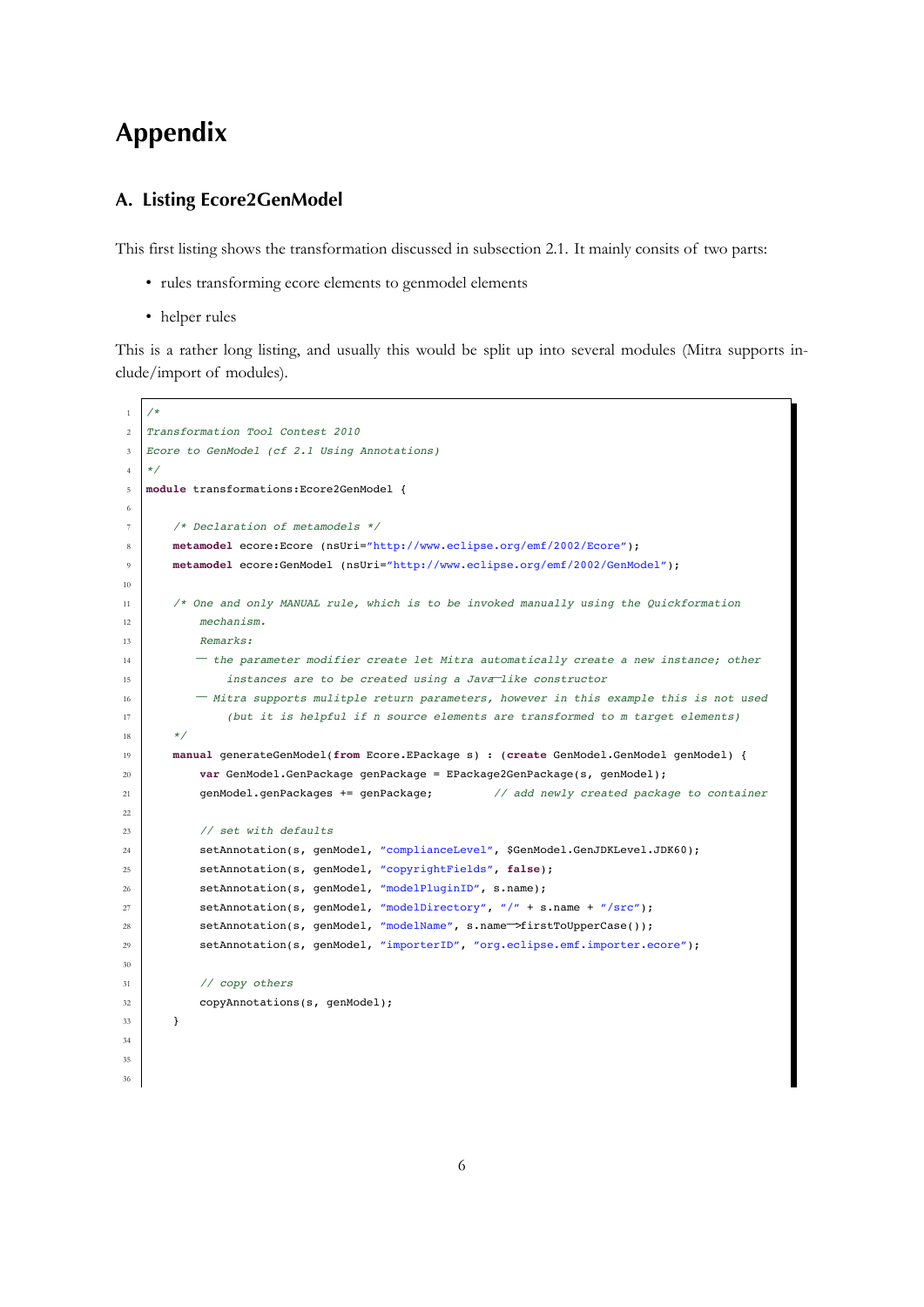# Appendix

## A. Listing Ecore2GenModel

This first listing shows the transformation discussed in subsection 2.1. It mainly consits of two parts:

- rules transforming ecore elements to genmodel elements
- helper rules

This is a rather long listing, and usually this would be split up into several modules (Mitra supports include/import of modules).

```
/*
Transformation Tool Contest 2010
Ecore to GenModel (cf 2.1 Using Annotations)
*/
module transformations:Ecore2GenModel {

    /* Declaration of metamodels */
    metamodel ecore:Ecore (nsUri="http://www.eclipse.org/emf/2002/Ecore");
    metamodel ecore:GenModel (nsUri="http://www.eclipse.org/emf/2002/GenModel");

    /* One and only MANUAL rule, which is to be invoked manually using the Quickformation
        mechanism.
        Remarks:
       — the parameter modifier create let Mitra automatically create a new instance; other
            instances are to be created using a Java—like constructor
       — Mitra supports mulitple return parameters, however in this example this is not used
            (but it is helpful if n source elements are transformed to m target elements)
    */
    manual generateGenModel(from Ecore.EPackage s) : (create GenModel.GenModel genModel) {
        var GenModel.GenPackage genPackage = EPackage2GenPackage(s, genModel);
        genModel.genPackages += genPackage;         // add newly created package to container

        // set with defaults
        setAnnotation(s, genModel, "complianceLevel", $GenModel.GenJDKLevel.JDK60);
        setAnnotation(s, genModel, "copyrightFields", false);
        setAnnotation(s, genModel, "modelPluginID", s.name);
        setAnnotation(s, genModel, "modelDirectory", "/" + s.name + "/src");
        setAnnotation(s, genModel, "modelName", s.name—>firstToUpperCase());
        setAnnotation(s, genModel, "importerID", "org.eclipse.emf.importer.ecore");

        // copy others
        copyAnnotations(s, genModel);
    }



```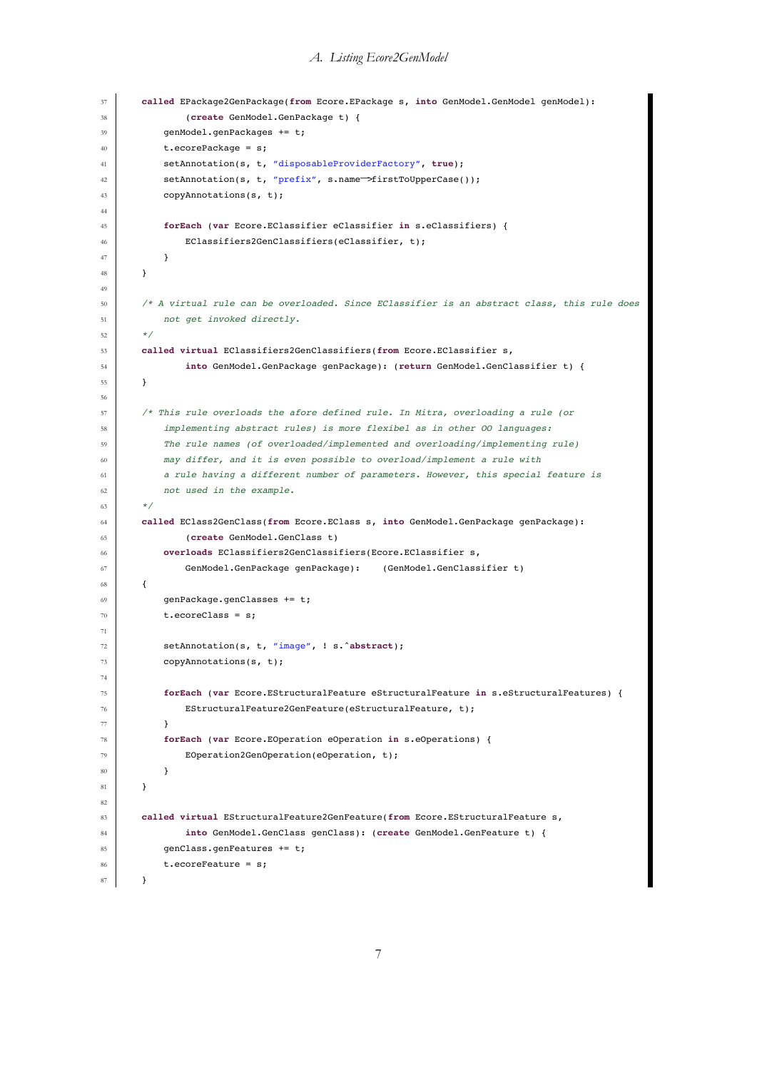```
    called EPackage2GenPackage(from Ecore.EPackage s, into GenModel.GenModel genModel):
            (create GenModel.GenPackage t) {
        genModel.genPackages += t;
        t.ecorePackage = s;
        setAnnotation(s, t, "disposableProviderFactory", true);
        setAnnotation(s, t, "prefix", s.name->firstToUpperCase());
        copyAnnotations(s, t);

        forEach (var Ecore.EClassifier eClassifier in s.eClassifiers) {
            EClassifiers2GenClassifiers(eClassifier, t);
        }
    }

    /* A virtual rule can be overloaded. Since EClassifier is an abstract class, this rule does
        not get invoked directly.
    */
    called virtual EClassifiers2GenClassifiers(from Ecore.EClassifier s,
            into GenModel.GenPackage genPackage): (return GenModel.GenClassifier t) {
    }

    /* This rule overloads the afore defined rule. In Mitra, overloading a rule (or
        implementing abstract rules) is more flexibel as in other OO languages:
        The rule names (of overloaded/implemented and overloading/implementing rule)
        may differ, and it is even possible to overload/implement a rule with
        a rule having a different number of parameters. However, this special feature is
        not used in the example.
    */
    called EClass2GenClass(from Ecore.EClass s, into GenModel.GenPackage genPackage):
            (create GenModel.GenClass t)
        overloads EClassifiers2GenClassifiers(Ecore.EClassifier s,
            GenModel.GenPackage genPackage):    (GenModel.GenClassifier t)
    {
        genPackage.genClasses += t;
        t.ecoreClass = s;

        setAnnotation(s, t, "image", ! s.^abstract);
        copyAnnotations(s, t);

        forEach (var Ecore.EStructuralFeature eStructuralFeature in s.eStructuralFeatures) {
            EStructuralFeature2GenFeature(eStructuralFeature, t);
        }
        forEach (var Ecore.EOperation eOperation in s.eOperations) {
            EOperation2GenOperation(eOperation, t);
        }
    }

    called virtual EStructuralFeature2GenFeature(from Ecore.EStructuralFeature s,
            into GenModel.GenClass genClass): (create GenModel.GenFeature t) {
        genClass.genFeatures += t;
        t.ecoreFeature = s;
    }
```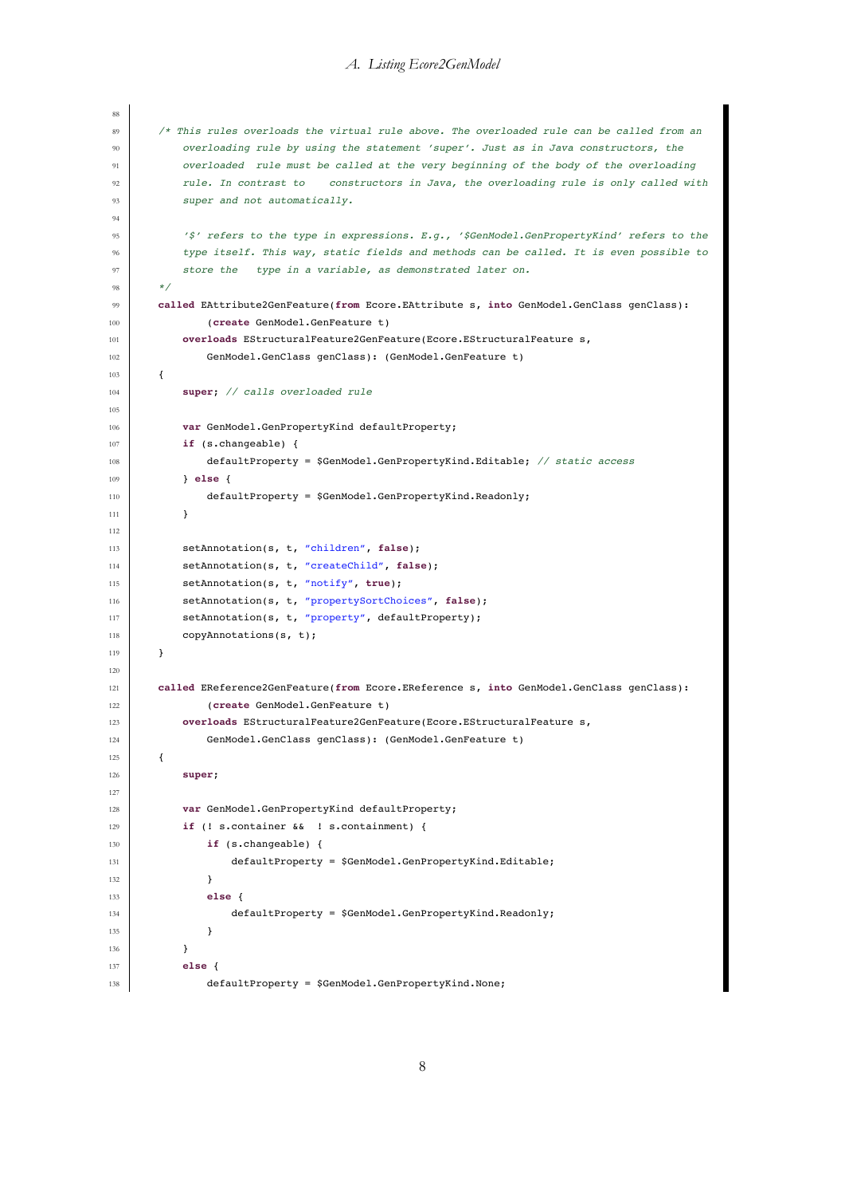```
    /* This rules overloads the virtual rule above. The overloaded rule can be called from an
        overloading rule by using the statement 'super'. Just as in Java constructors, the
        overloaded  rule must be called at the very beginning of the body of the overloading
        rule. In contrast to    constructors in Java, the overloading rule is only called with
        super and not automatically.

        '$' refers to the type in expressions. E.g., '$GenModel.GenPropertyKind' refers to the
        type itself. This way, static fields and methods can be called. It is even possible to
        store the   type in a variable, as demonstrated later on.
    */
    called EAttribute2GenFeature(from Ecore.EAttribute s, into GenModel.GenClass genClass):
            (create GenModel.GenFeature t)
        overloads EStructuralFeature2GenFeature(Ecore.EStructuralFeature s,
            GenModel.GenClass genClass): (GenModel.GenFeature t)
    {
        super; // calls overloaded rule

        var GenModel.GenPropertyKind defaultProperty;
        if (s.changeable) {
            defaultProperty = $GenModel.GenPropertyKind.Editable; // static access
        } else {
            defaultProperty = $GenModel.GenPropertyKind.Readonly;
        }

        setAnnotation(s, t, "children", false);
        setAnnotation(s, t, "createChild", false);
        setAnnotation(s, t, "notify", true);
        setAnnotation(s, t, "propertySortChoices", false);
        setAnnotation(s, t, "property", defaultProperty);
        copyAnnotations(s, t);
    }

    called EReference2GenFeature(from Ecore.EReference s, into GenModel.GenClass genClass):
            (create GenModel.GenFeature t)
        overloads EStructuralFeature2GenFeature(Ecore.EStructuralFeature s,
            GenModel.GenClass genClass): (GenModel.GenFeature t)
    {
        super;

        var GenModel.GenPropertyKind defaultProperty;
        if (! s.container &&  ! s.containment) {
            if (s.changeable) {
                defaultProperty = $GenModel.GenPropertyKind.Editable;
            }
            else {
                defaultProperty = $GenModel.GenPropertyKind.Readonly;
            }
        }
        else {
            defaultProperty = $GenModel.GenPropertyKind.None;
```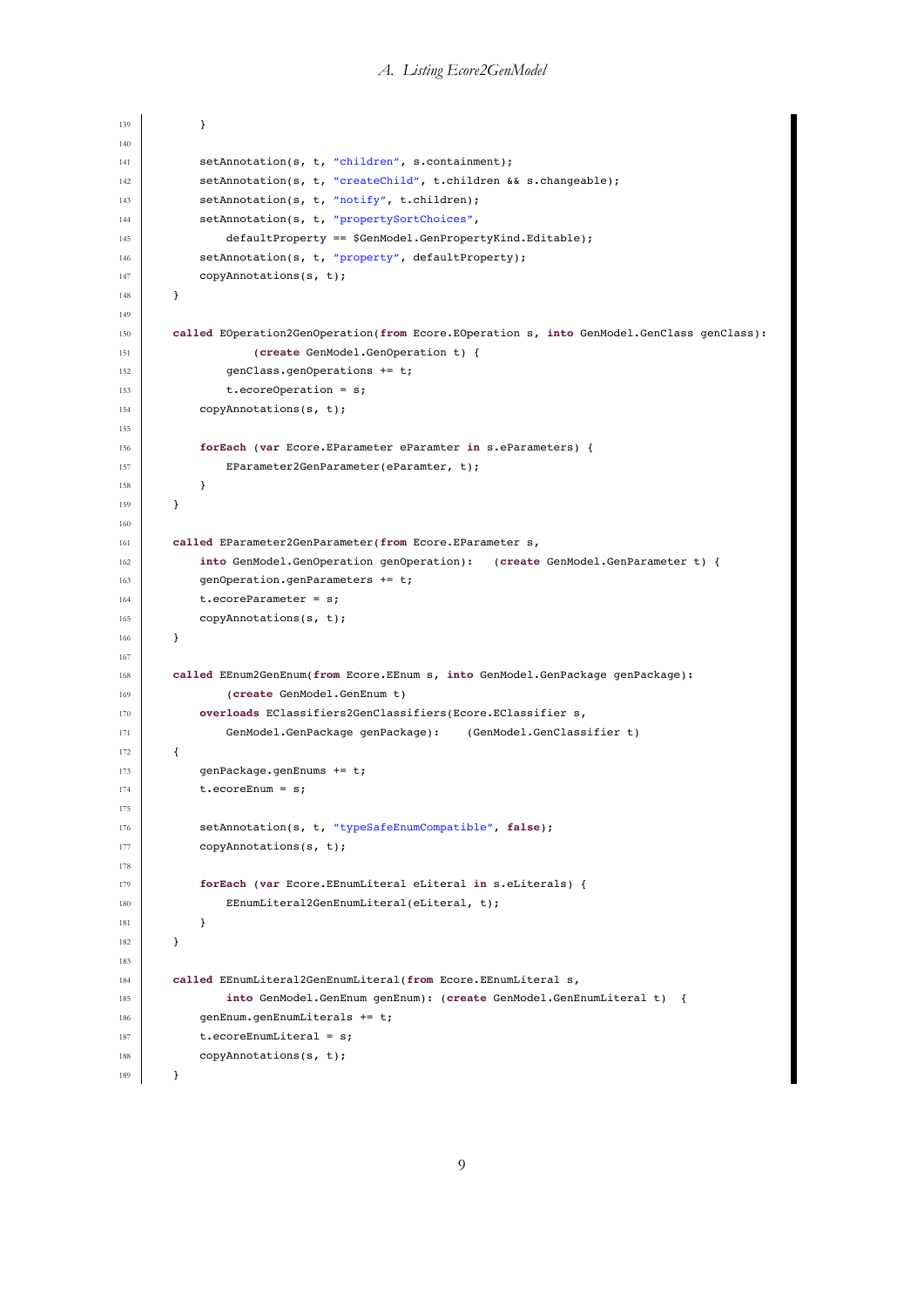```
        }

        setAnnotation(s, t, "children", s.containment);
        setAnnotation(s, t, "createChild", t.children && s.changeable);
        setAnnotation(s, t, "notify", t.children);
        setAnnotation(s, t, "propertySortChoices",
            defaultProperty == $GenModel.GenPropertyKind.Editable);
        setAnnotation(s, t, "property", defaultProperty);
        copyAnnotations(s, t);
    }

    called EOperation2GenOperation(from Ecore.EOperation s, into GenModel.GenClass genClass):
                (create GenModel.GenOperation t) {
            genClass.genOperations += t;
            t.ecoreOperation = s;
        copyAnnotations(s, t);

        forEach (var Ecore.EParameter eParamter in s.eParameters) {
            EParameter2GenParameter(eParamter, t);
        }
    }

    called EParameter2GenParameter(from Ecore.EParameter s,
        into GenModel.GenOperation genOperation):   (create GenModel.GenParameter t) {
        genOperation.genParameters += t;
        t.ecoreParameter = s;
        copyAnnotations(s, t);
    }

    called EEnum2GenEnum(from Ecore.EEnum s, into GenModel.GenPackage genPackage):
            (create GenModel.GenEnum t)
        overloads EClassifiers2GenClassifiers(Ecore.EClassifier s,
            GenModel.GenPackage genPackage):    (GenModel.GenClassifier t)
    {
        genPackage.genEnums += t;
        t.ecoreEnum = s;

        setAnnotation(s, t, "typeSafeEnumCompatible", false);
        copyAnnotations(s, t);

        forEach (var Ecore.EEnumLiteral eLiteral in s.eLiterals) {
            EEnumLiteral2GenEnumLiteral(eLiteral, t);
        }
    }

    called EEnumLiteral2GenEnumLiteral(from Ecore.EEnumLiteral s,
            into GenModel.GenEnum genEnum): (create GenModel.GenEnumLiteral t)  {
        genEnum.genEnumLiterals += t;
        t.ecoreEnumLiteral = s;
        copyAnnotations(s, t);
    }
```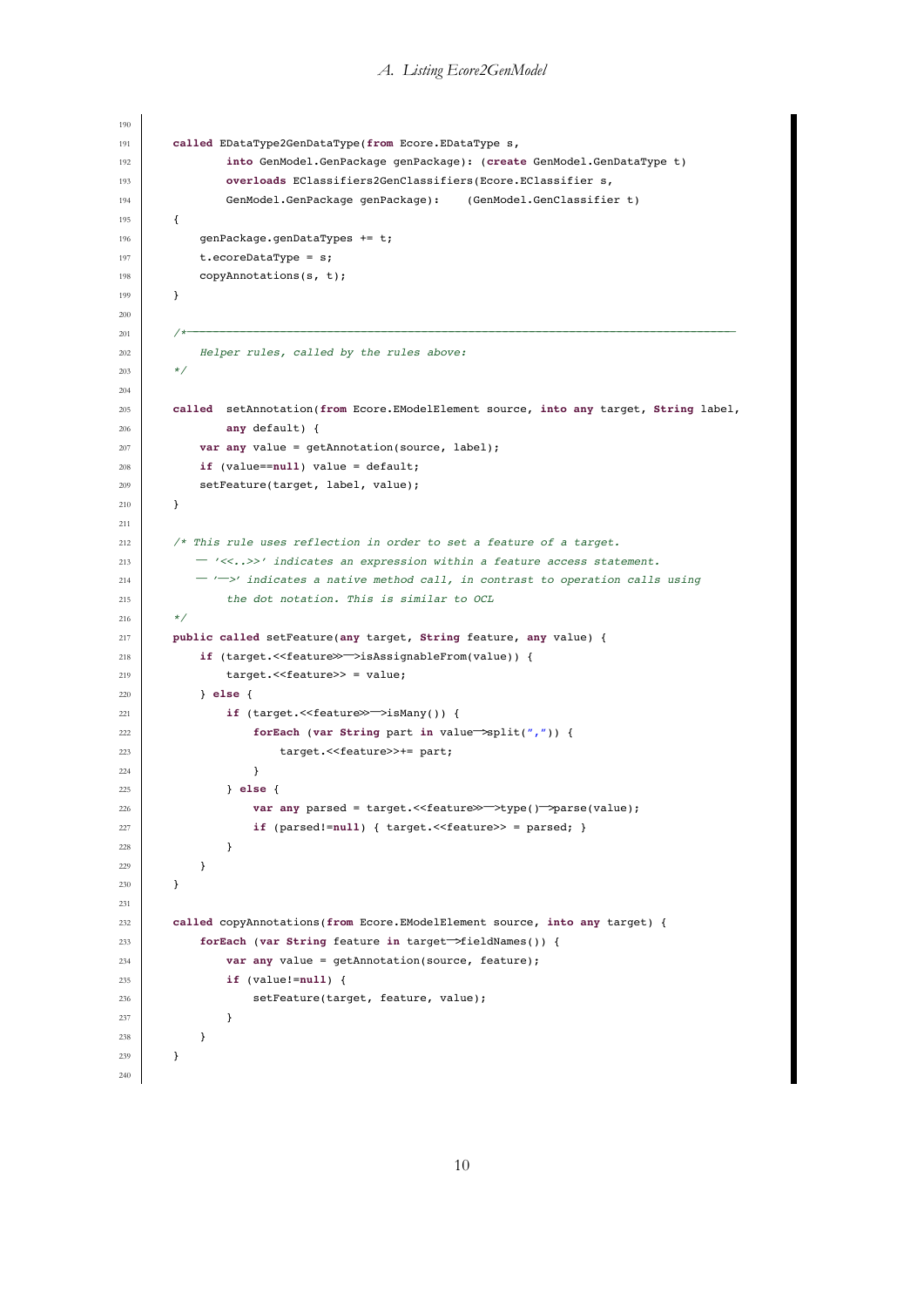```
called EDataType2GenDataType(from Ecore.EDataType s,
        into GenModel.GenPackage genPackage): (create GenModel.GenDataType t)
        overloads EClassifiers2GenClassifiers(Ecore.EClassifier s,
        GenModel.GenPackage genPackage):    (GenModel.GenClassifier t)
{
    genPackage.genDataTypes += t;
    t.ecoreDataType = s;
    copyAnnotations(s, t);
}

/*--------------------------------------------------------------------------------
    Helper rules, called by the rules above:
*/

called  setAnnotation(from Ecore.EModelElement source, into any target, String label,
        any default) {
    var any value = getAnnotation(source, label);
    if (value==null) value = default;
    setFeature(target, label, value);
}

/* This rule uses reflection in order to set a feature of a target.
   — '<<..>>' indicates an expression within a feature access statement.
   — '—>' indicates a native method call, in contrast to operation calls using
        the dot notation. This is similar to OCL
*/
public called setFeature(any target, String feature, any value) {
    if (target.<<feature>>—>isAssignableFrom(value)) {
        target.<<feature>> = value;
    } else {
        if (target.<<feature>>—>isMany()) {
            forEach (var String part in value—>split(",")) {
                target.<<feature>>+= part;
            }
        } else {
            var any parsed = target.<<feature>>—>type()—>parse(value);
            if (parsed!=null) { target.<<feature>> = parsed; }
        }
    }
}

called copyAnnotations(from Ecore.EModelElement source, into any target) {
    forEach (var String feature in target—>fieldNames()) {
        var any value = getAnnotation(source, feature);
        if (value!=null) {
            setFeature(target, feature, value);
        }
    }
}
```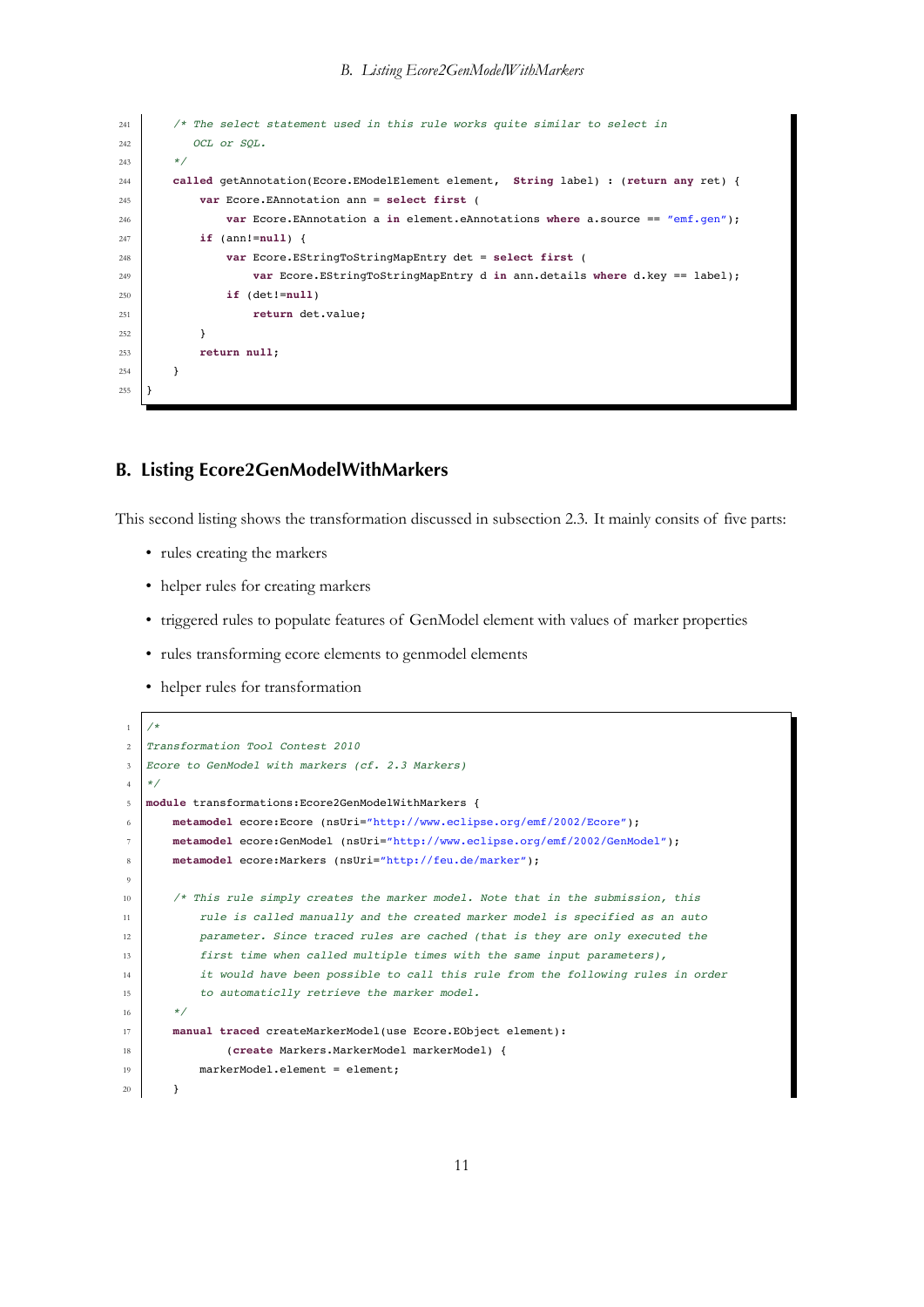```
    /* The select statement used in this rule works quite similar to select in
       OCL or SQL.
    */
    called getAnnotation(Ecore.EModelElement element,  String label) : (return any ret) {
        var Ecore.EAnnotation ann = select first (
            var Ecore.EAnnotation a in element.eAnnotations where a.source == "emf.gen");
        if (ann!=null) {
            var Ecore.EStringToStringMapEntry det = select first (
                var Ecore.EStringToStringMapEntry d in ann.details where d.key == label);
            if (det!=null)
                return det.value;
        }
        return null;
    }
}
```

## B. Listing Ecore2GenModelWithMarkers

This second listing shows the transformation discussed in subsection 2.3. It mainly consits of five parts:

- rules creating the markers
- helper rules for creating markers
- triggered rules to populate features of GenModel element with values of marker properties
- rules transforming ecore elements to genmodel elements
- helper rules for transformation

```
/*
Transformation Tool Contest 2010
Ecore to GenModel with markers (cf. 2.3 Markers)
*/
module transformations:Ecore2GenModelWithMarkers {
    metamodel ecore:Ecore (nsUri="http://www.eclipse.org/emf/2002/Ecore");
    metamodel ecore:GenModel (nsUri="http://www.eclipse.org/emf/2002/GenModel");
    metamodel ecore:Markers (nsUri="http://feu.de/marker");

    /* This rule simply creates the marker model. Note that in the submission, this
        rule is called manually and the created marker model is specified as an auto
        parameter. Since traced rules are cached (that is they are only executed the
        first time when called multiple times with the same input parameters),
        it would have been possible to call this rule from the following rules in order
        to automaticlly retrieve the marker model.
    */
    manual traced createMarkerModel(use Ecore.EObject element):
            (create Markers.MarkerModel markerModel) {
        markerModel.element = element;
    }
```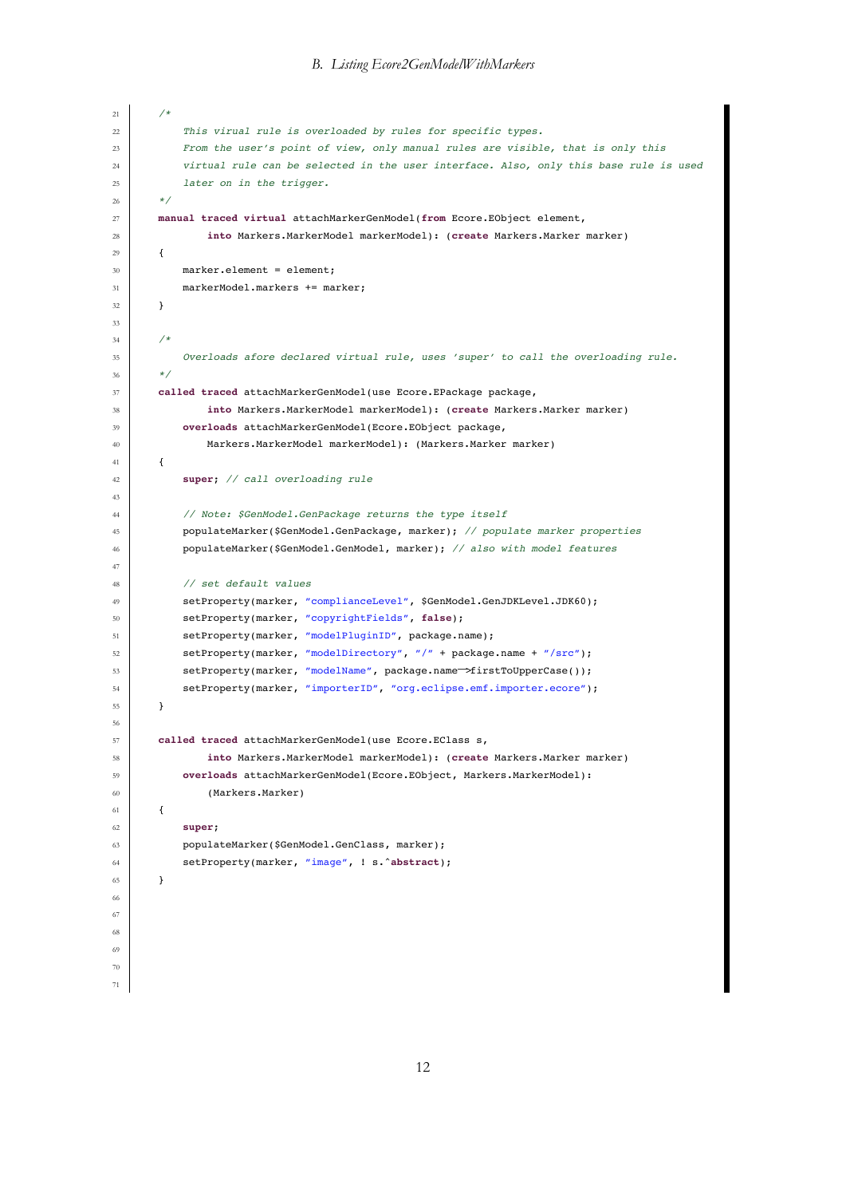```
    /*
        This virual rule is overloaded by rules for specific types.
        From the user's point of view, only manual rules are visible, that is only this
        virtual rule can be selected in the user interface. Also, only this base rule is used
        later on in the trigger.
    */
    manual traced virtual attachMarkerGenModel(from Ecore.EObject element,
            into Markers.MarkerModel markerModel): (create Markers.Marker marker)
    {
        marker.element = element;
        markerModel.markers += marker;
    }

    /*
        Overloads afore declared virtual rule, uses 'super' to call the overloading rule.
    */
    called traced attachMarkerGenModel(use Ecore.EPackage package,
            into Markers.MarkerModel markerModel): (create Markers.Marker marker)
        overloads attachMarkerGenModel(Ecore.EObject package,
            Markers.MarkerModel markerModel): (Markers.Marker marker)
    {
        super; // call overloading rule

        // Note: $GenModel.GenPackage returns the type itself
        populateMarker($GenModel.GenPackage, marker); // populate marker properties
        populateMarker($GenModel.GenModel, marker); // also with model features

        // set default values
        setProperty(marker, "complianceLevel", $GenModel.GenJDKLevel.JDK60);
        setProperty(marker, "copyrightFields", false);
        setProperty(marker, "modelPluginID", package.name);
        setProperty(marker, "modelDirectory", "/" + package.name + "/src");
        setProperty(marker, "modelName", package.name->firstToUpperCase());
        setProperty(marker, "importerID", "org.eclipse.emf.importer.ecore");
    }

    called traced attachMarkerGenModel(use Ecore.EClass s,
            into Markers.MarkerModel markerModel): (create Markers.Marker marker)
        overloads attachMarkerGenModel(Ecore.EObject, Markers.MarkerModel):
            (Markers.Marker)
    {
        super;
        populateMarker($GenModel.GenClass, marker);
        setProperty(marker, "image", ! s.^abstract);
    }
```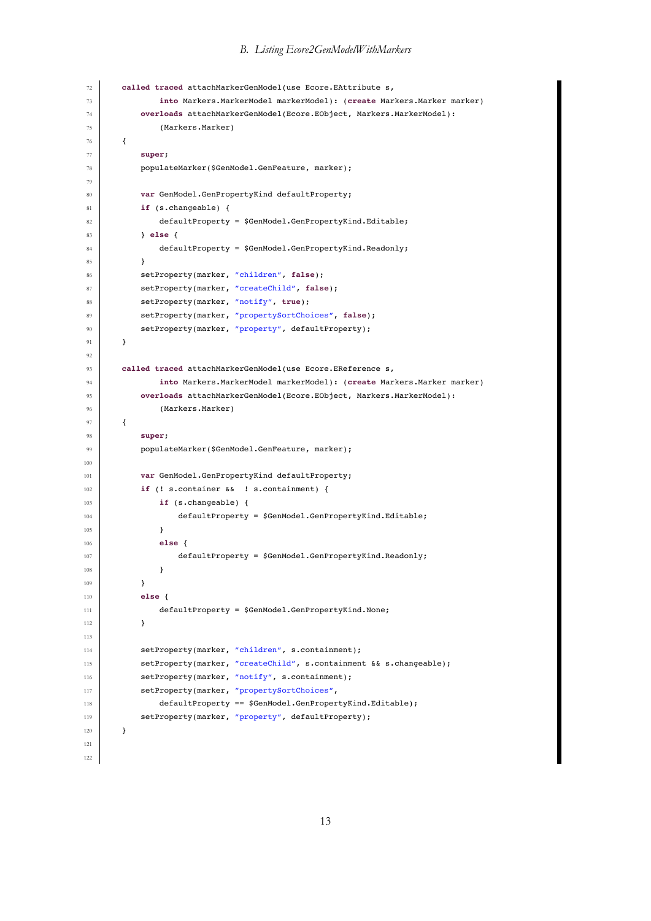```
72    called traced attachMarkerGenModel(use Ecore.EAttribute s,
73            into Markers.MarkerModel markerModel): (create Markers.Marker marker)
74        overloads attachMarkerGenModel(Ecore.EObject, Markers.MarkerModel):
75            (Markers.Marker)
76    {
77        super;
78        populateMarker($GenModel.GenFeature, marker);
79
80        var GenModel.GenPropertyKind defaultProperty;
81        if (s.changeable) {
82            defaultProperty = $GenModel.GenPropertyKind.Editable;
83        } else {
84            defaultProperty = $GenModel.GenPropertyKind.Readonly;
85        }
86        setProperty(marker, "children", false);
87        setProperty(marker, "createChild", false);
88        setProperty(marker, "notify", true);
89        setProperty(marker, "propertySortChoices", false);
90        setProperty(marker, "property", defaultProperty);
91    }
92
93    called traced attachMarkerGenModel(use Ecore.EReference s,
94            into Markers.MarkerModel markerModel): (create Markers.Marker marker)
95        overloads attachMarkerGenModel(Ecore.EObject, Markers.MarkerModel):
96            (Markers.Marker)
97    {
98        super;
99        populateMarker($GenModel.GenFeature, marker);
100
101       var GenModel.GenPropertyKind defaultProperty;
102       if (! s.container &&  ! s.containment) {
103           if (s.changeable) {
104               defaultProperty = $GenModel.GenPropertyKind.Editable;
105           }
106           else {
107               defaultProperty = $GenModel.GenPropertyKind.Readonly;
108           }
109       }
110       else {
111           defaultProperty = $GenModel.GenPropertyKind.None;
112       }
113
114       setProperty(marker, "children", s.containment);
115       setProperty(marker, "createChild", s.containment && s.changeable);
116       setProperty(marker, "notify", s.containment);
117       setProperty(marker, "propertySortChoices",
118           defaultProperty == $GenModel.GenPropertyKind.Editable);
119       setProperty(marker, "property", defaultProperty);
120   }
121
122
```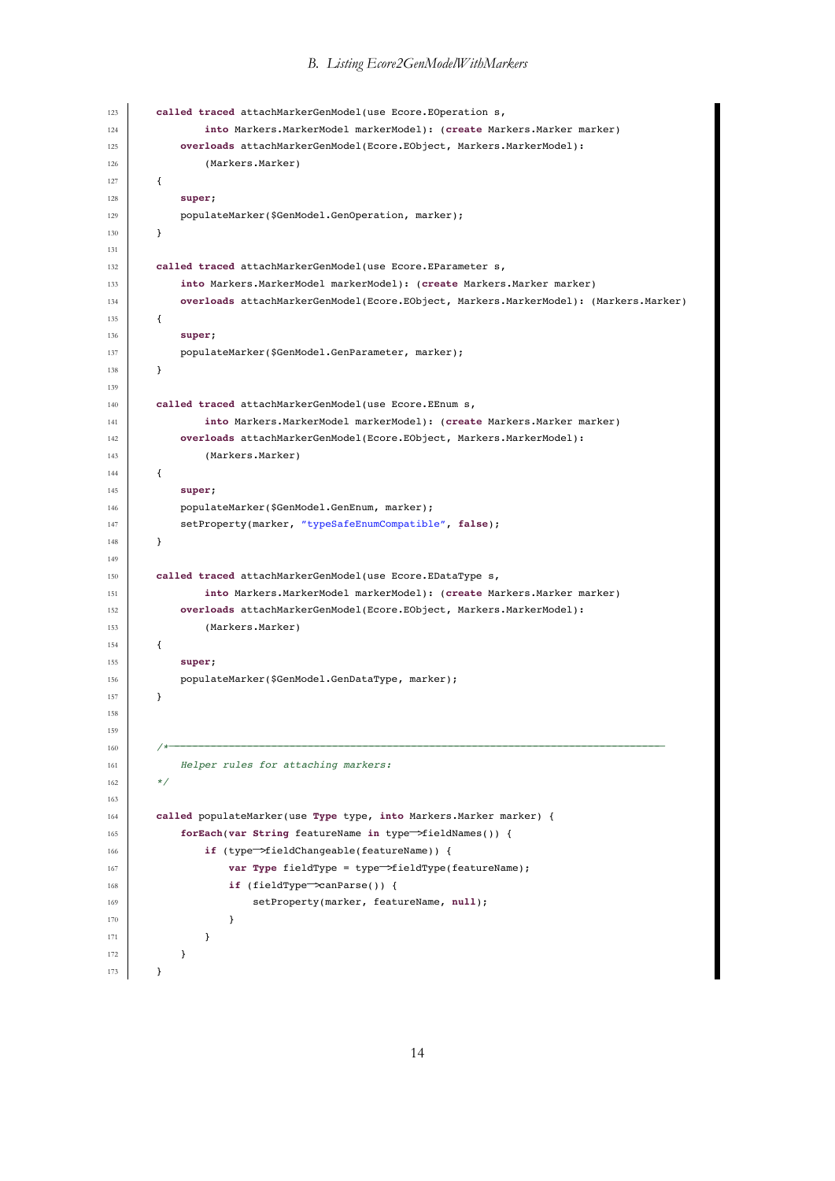```
    called traced attachMarkerGenModel(use Ecore.EOperation s,
            into Markers.MarkerModel markerModel): (create Markers.Marker marker)
        overloads attachMarkerGenModel(Ecore.EObject, Markers.MarkerModel):
            (Markers.Marker)
    {
        super;
        populateMarker($GenModel.GenOperation, marker);
    }

    called traced attachMarkerGenModel(use Ecore.EParameter s,
        into Markers.MarkerModel markerModel): (create Markers.Marker marker)
        overloads attachMarkerGenModel(Ecore.EObject, Markers.MarkerModel): (Markers.Marker)
    {
        super;
        populateMarker($GenModel.GenParameter, marker);
    }

    called traced attachMarkerGenModel(use Ecore.EEnum s,
            into Markers.MarkerModel markerModel): (create Markers.Marker marker)
        overloads attachMarkerGenModel(Ecore.EObject, Markers.MarkerModel):
            (Markers.Marker)
    {
        super;
        populateMarker($GenModel.GenEnum, marker);
        setProperty(marker, "typeSafeEnumCompatible", false);
    }

    called traced attachMarkerGenModel(use Ecore.EDataType s,
            into Markers.MarkerModel markerModel): (create Markers.Marker marker)
        overloads attachMarkerGenModel(Ecore.EObject, Markers.MarkerModel):
            (Markers.Marker)
    {
        super;
        populateMarker($GenModel.GenDataType, marker);
    }


    /*---------------------------------------------------------------------------------
        Helper rules for attaching markers:
    */

    called populateMarker(use Type type, into Markers.Marker marker) {
        forEach(var String featureName in type->fieldNames()) {
            if (type->fieldChangeable(featureName)) {
                var Type fieldType = type->fieldType(featureName);
                if (fieldType->canParse()) {
                    setProperty(marker, featureName, null);
                }
            }
        }
    }
```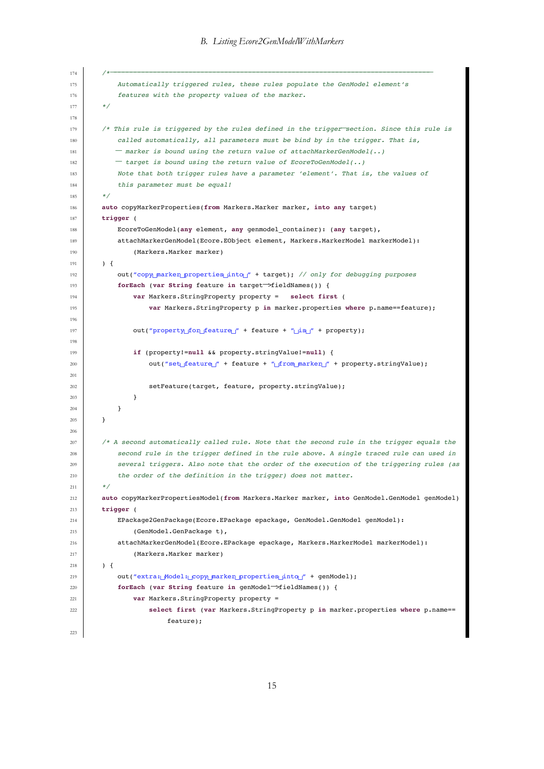```
    /*-------------------------------------------------------------------------------------
        Automatically triggered rules, these rules populate the GenModel element's
        features with the property values of the marker.
    */

    /* This rule is triggered by the rules defined in the trigger-section. Since this rule is
        called automatically, all parameters must be bind by in the trigger. That is,
       -- marker is bound using the return value of attachMarkerGenModel(..)
       -- target is bound using the return value of EcoreToGenModel(..)
        Note that both trigger rules have a parameter 'element'. That is, the values of
        this parameter must be equal!
    */
    auto copyMarkerProperties(from Markers.Marker marker, into any target)
    trigger (
        EcoreToGenModel(any element, any genmodel_container): (any target),
        attachMarkerGenModel(Ecore.EObject element, Markers.MarkerModel markerModel):
            (Markers.Marker marker)
    ) {
        out("copy marker properties into " + target); // only for debugging purposes
        forEach (var String feature in target->fieldNames()) {
            var Markers.StringProperty property =   select first (
                var Markers.StringProperty p in marker.properties where p.name==feature);

            out("property for feature " + feature + " is " + property);

            if (property!=null && property.stringValue!=null) {
                out("set feature " + feature + " from marker " + property.stringValue);

                setFeature(target, feature, property.stringValue);
            }
        }
    }

    /* A second automatically called rule. Note that the second rule in the trigger equals the
        second rule in the trigger defined in the rule above. A single traced rule can used in
        several triggers. Also note that the order of the execution of the triggering rules (as
        the order of the definition in the trigger) does not matter.
    */
    auto copyMarkerPropertiesModel(from Markers.Marker marker, into GenModel.GenModel genModel)
    trigger (
        EPackage2GenPackage(Ecore.EPackage epackage, GenModel.GenModel genModel):
            (GenModel.GenPackage t),
        attachMarkerGenModel(Ecore.EPackage epackage, Markers.MarkerModel markerModel):
            (Markers.Marker marker)
    ) {
        out("extra: Model: copy marker properties into " + genModel);
        forEach (var String feature in genModel->fieldNames()) {
            var Markers.StringProperty property =
                select first (var Markers.StringProperty p in marker.properties where p.name==
                    feature);

```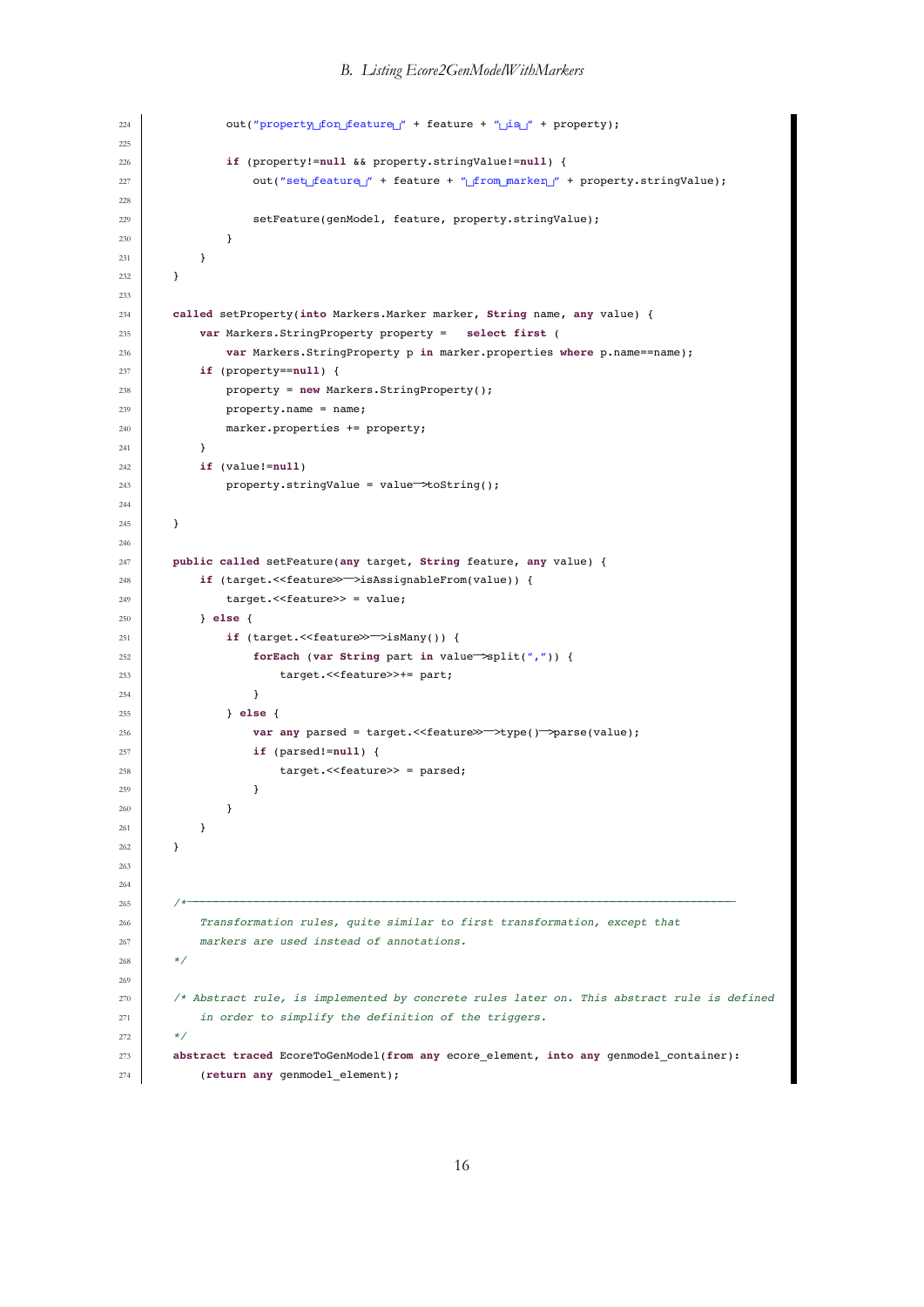```
            out("property for feature " + feature + " is " + property);

            if (property!=null && property.stringValue!=null) {
                out("set feature " + feature + " from marker " + property.stringValue);

                setFeature(genModel, feature, property.stringValue);
            }
        }
    }

    called setProperty(into Markers.Marker marker, String name, any value) {
        var Markers.StringProperty property =   select first (
            var Markers.StringProperty p in marker.properties where p.name==name);
        if (property==null) {
            property = new Markers.StringProperty();
            property.name = name;
            marker.properties += property;
        }
        if (value!=null)
            property.stringValue = value->toString();

    }

    public called setFeature(any target, String feature, any value) {
        if (target.<<feature>>->isAssignableFrom(value)) {
            target.<<feature>> = value;
        } else {
            if (target.<<feature>>->isMany()) {
                forEach (var String part in value->split(",")) {
                    target.<<feature>>+= part;
                }
            } else {
                var any parsed = target.<<feature>>->type()->parse(value);
                if (parsed!=null) {
                    target.<<feature>> = parsed;
                }
            }
        }
    }


    /*------------------------------------------------------------------------------
        Transformation rules, quite similar to first transformation, except that
        markers are used instead of annotations.
    */

    /* Abstract rule, is implemented by concrete rules later on. This abstract rule is defined
        in order to simplify the definition of the triggers.
    */
    abstract traced EcoreToGenModel(from any ecore_element, into any genmodel_container):
        (return any genmodel_element);
```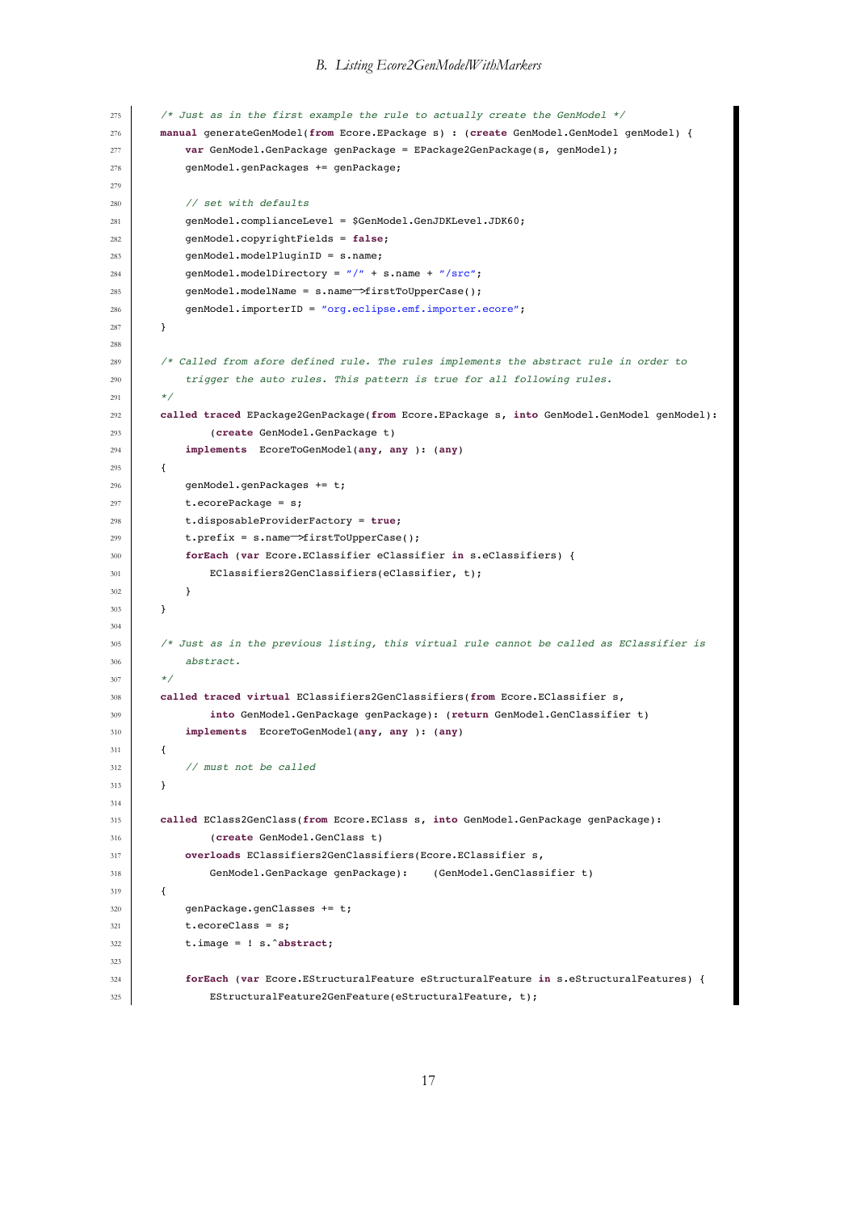```
/* Just as in the first example the rule to actually create the GenModel */
manual generateGenModel(from Ecore.EPackage s) : (create GenModel.GenModel genModel) {
    var GenModel.GenPackage genPackage = EPackage2GenPackage(s, genModel);
    genModel.genPackages += genPackage;

    // set with defaults
    genModel.complianceLevel = $GenModel.GenJDKLevel.JDK60;
    genModel.copyrightFields = false;
    genModel.modelPluginID = s.name;
    genModel.modelDirectory = "/" + s.name + "/src";
    genModel.modelName = s.name->firstToUpperCase();
    genModel.importerID = "org.eclipse.emf.importer.ecore";
}

/* Called from afore defined rule. The rules implements the abstract rule in order to
    trigger the auto rules. This pattern is true for all following rules.
*/
called traced EPackage2GenPackage(from Ecore.EPackage s, into GenModel.GenModel genModel):
        (create GenModel.GenPackage t)
    implements  EcoreToGenModel(any, any ): (any)
{
    genModel.genPackages += t;
    t.ecorePackage = s;
    t.disposableProviderFactory = true;
    t.prefix = s.name->firstToUpperCase();
    forEach (var Ecore.EClassifier eClassifier in s.eClassifiers) {
        EClassifiers2GenClassifiers(eClassifier, t);
    }
}

/* Just as in the previous listing, this virtual rule cannot be called as EClassifier is
    abstract.
*/
called traced virtual EClassifiers2GenClassifiers(from Ecore.EClassifier s,
        into GenModel.GenPackage genPackage): (return GenModel.GenClassifier t)
    implements  EcoreToGenModel(any, any ): (any)
{
    // must not be called
}

called EClass2GenClass(from Ecore.EClass s, into GenModel.GenPackage genPackage):
        (create GenModel.GenClass t)
    overloads EClassifiers2GenClassifiers(Ecore.EClassifier s,
        GenModel.GenPackage genPackage):    (GenModel.GenClassifier t)
{
    genPackage.genClasses += t;
    t.ecoreClass = s;
    t.image = ! s.^abstract;

    forEach (var Ecore.EStructuralFeature eStructuralFeature in s.eStructuralFeatures) {
        EStructuralFeature2GenFeature(eStructuralFeature, t);
```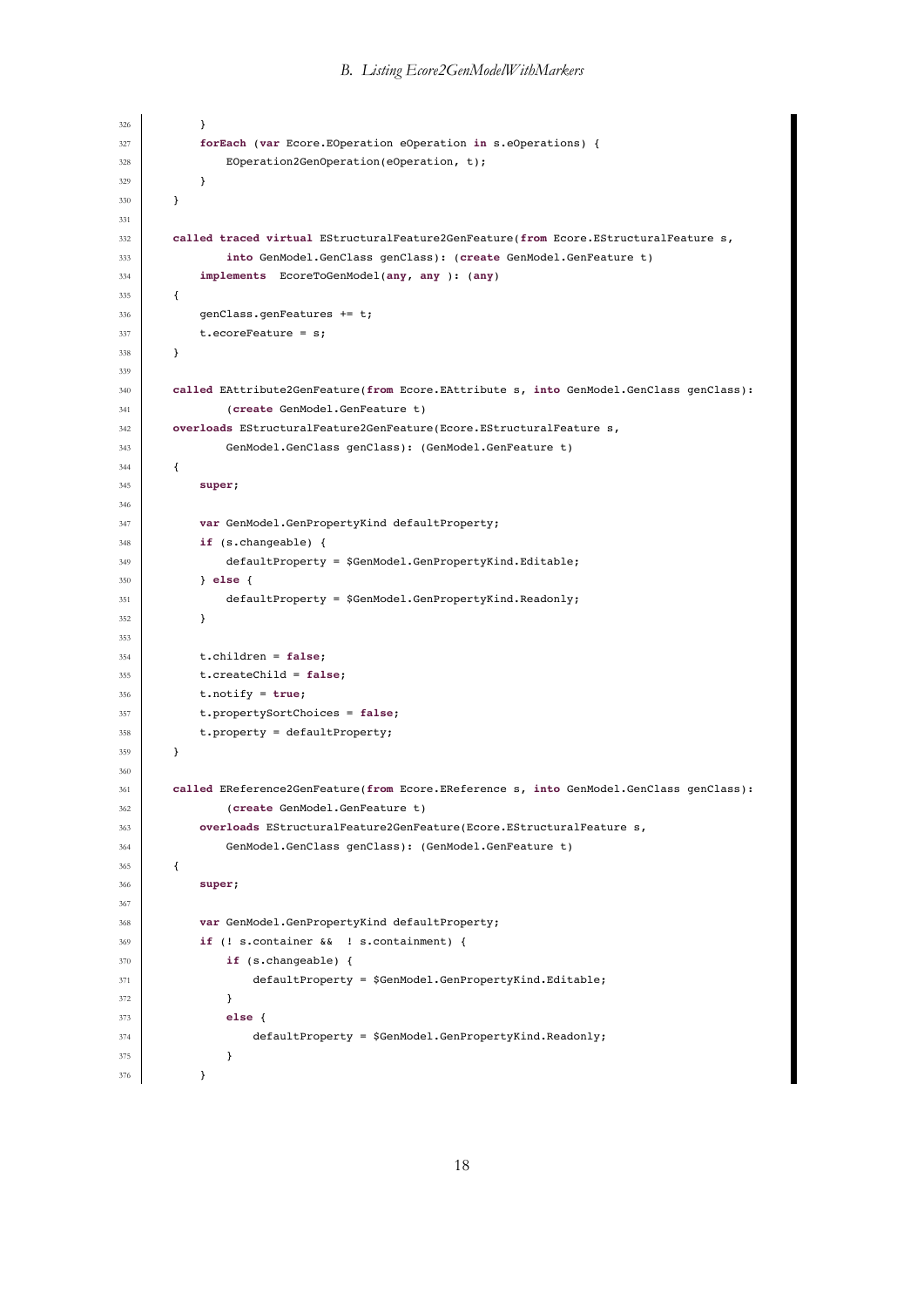```
        }
        forEach (var Ecore.EOperation eOperation in s.eOperations) {
            EOperation2GenOperation(eOperation, t);
        }
    }

    called traced virtual EStructuralFeature2GenFeature(from Ecore.EStructuralFeature s,
            into GenModel.GenClass genClass): (create GenModel.GenFeature t)
        implements  EcoreToGenModel(any, any ): (any)
    {
        genClass.genFeatures += t;
        t.ecoreFeature = s;
    }

    called EAttribute2GenFeature(from Ecore.EAttribute s, into GenModel.GenClass genClass):
            (create GenModel.GenFeature t)
    overloads EStructuralFeature2GenFeature(Ecore.EStructuralFeature s,
            GenModel.GenClass genClass): (GenModel.GenFeature t)
    {
        super;

        var GenModel.GenPropertyKind defaultProperty;
        if (s.changeable) {
            defaultProperty = $GenModel.GenPropertyKind.Editable;
        } else {
            defaultProperty = $GenModel.GenPropertyKind.Readonly;
        }

        t.children = false;
        t.createChild = false;
        t.notify = true;
        t.propertySortChoices = false;
        t.property = defaultProperty;
    }

    called EReference2GenFeature(from Ecore.EReference s, into GenModel.GenClass genClass):
            (create GenModel.GenFeature t)
        overloads EStructuralFeature2GenFeature(Ecore.EStructuralFeature s,
            GenModel.GenClass genClass): (GenModel.GenFeature t)
    {
        super;

        var GenModel.GenPropertyKind defaultProperty;
        if (! s.container &&  ! s.containment) {
            if (s.changeable) {
                defaultProperty = $GenModel.GenPropertyKind.Editable;
            }
            else {
                defaultProperty = $GenModel.GenPropertyKind.Readonly;
            }
        }
```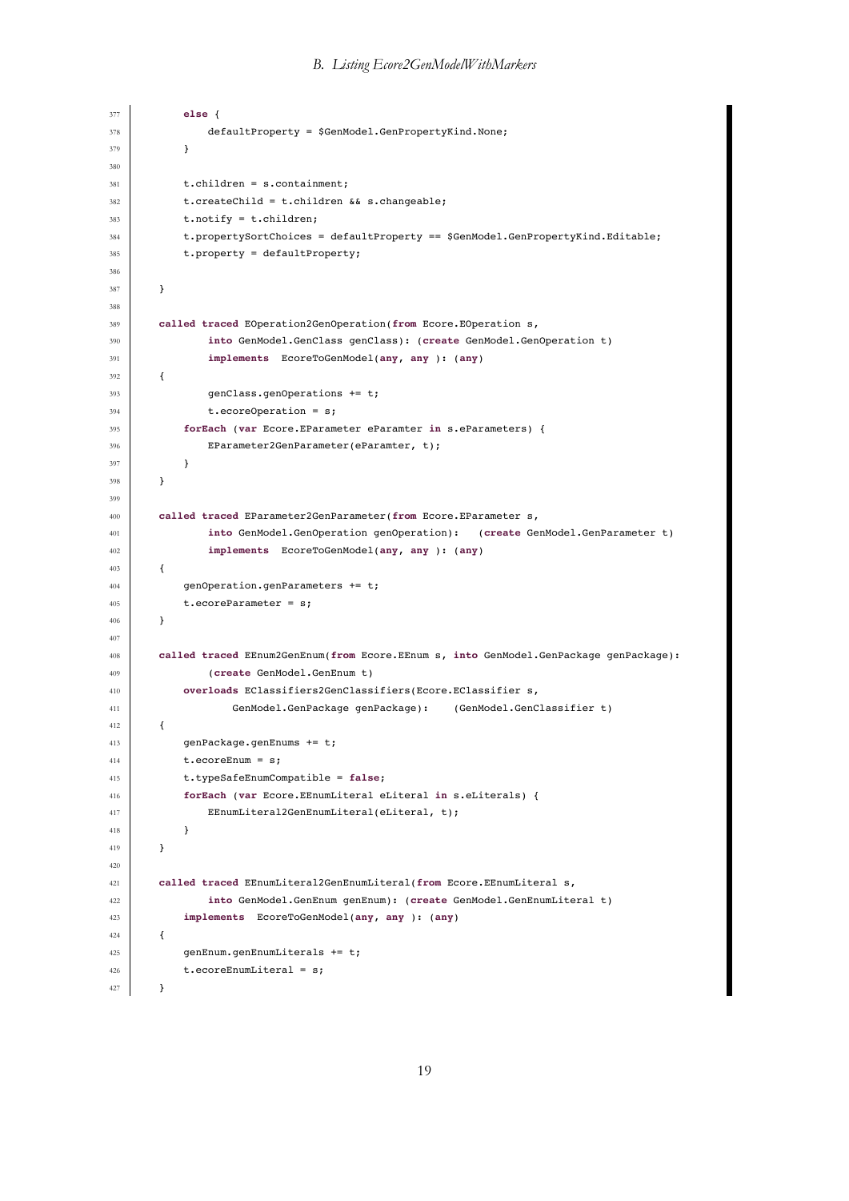```
        else {
            defaultProperty = $GenModel.GenPropertyKind.None;
        }

        t.children = s.containment;
        t.createChild = t.children && s.changeable;
        t.notify = t.children;
        t.propertySortChoices = defaultProperty == $GenModel.GenPropertyKind.Editable;
        t.property = defaultProperty;

    }

    called traced EOperation2GenOperation(from Ecore.EOperation s,
            into GenModel.GenClass genClass): (create GenModel.GenOperation t)
            implements  EcoreToGenModel(any, any ): (any)
    {
            genClass.genOperations += t;
            t.ecoreOperation = s;
        forEach (var Ecore.EParameter eParamter in s.eParameters) {
            EParameter2GenParameter(eParamter, t);
        }
    }

    called traced EParameter2GenParameter(from Ecore.EParameter s,
            into GenModel.GenOperation genOperation):   (create GenModel.GenParameter t)
            implements  EcoreToGenModel(any, any ): (any)
    {
        genOperation.genParameters += t;
        t.ecoreParameter = s;
    }

    called traced EEnum2GenEnum(from Ecore.EEnum s, into GenModel.GenPackage genPackage):
            (create GenModel.GenEnum t)
        overloads EClassifiers2GenClassifiers(Ecore.EClassifier s,
                GenModel.GenPackage genPackage):    (GenModel.GenClassifier t)
    {
        genPackage.genEnums += t;
        t.ecoreEnum = s;
        t.typeSafeEnumCompatible = false;
        forEach (var Ecore.EEnumLiteral eLiteral in s.eLiterals) {
            EEnumLiteral2GenEnumLiteral(eLiteral, t);
        }
    }

    called traced EEnumLiteral2GenEnumLiteral(from Ecore.EEnumLiteral s,
            into GenModel.GenEnum genEnum): (create GenModel.GenEnumLiteral t)
        implements  EcoreToGenModel(any, any ): (any)
    {
        genEnum.genEnumLiterals += t;
        t.ecoreEnumLiteral = s;
    }
```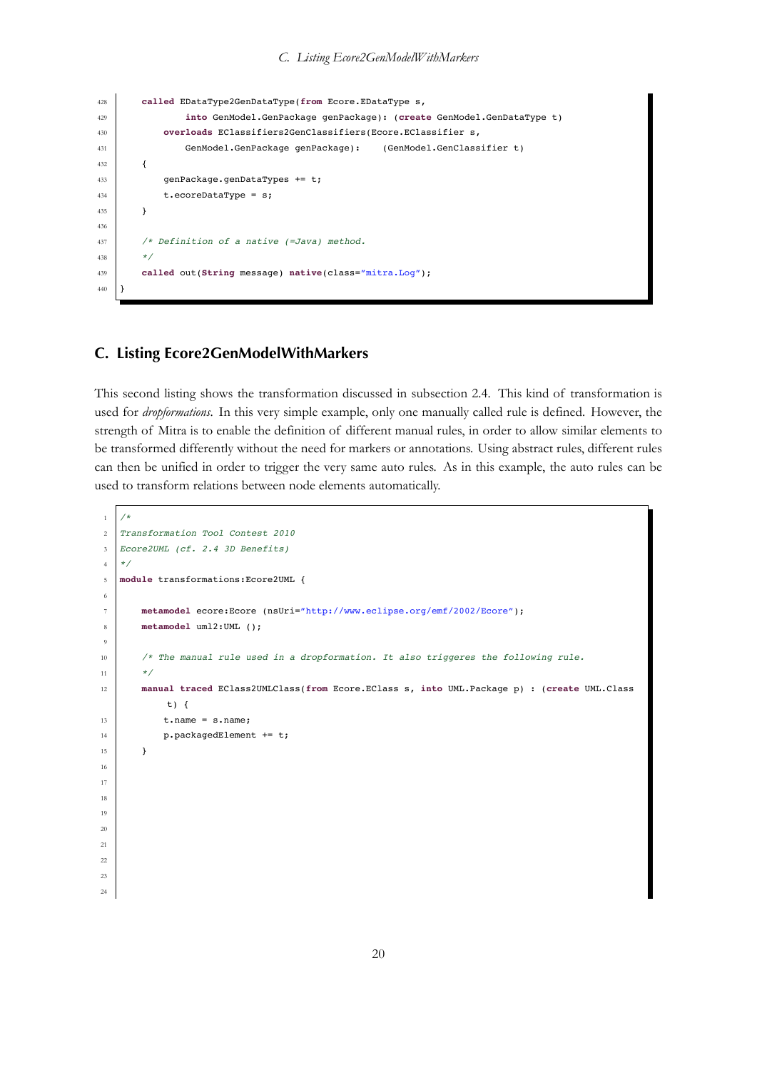```
    called EDataType2GenDataType(from Ecore.EDataType s,
            into GenModel.GenPackage genPackage): (create GenModel.GenDataType t)
        overloads EClassifiers2GenClassifiers(Ecore.EClassifier s,
            GenModel.GenPackage genPackage):    (GenModel.GenClassifier t)
    {
        genPackage.genDataTypes += t;
        t.ecoreDataType = s;
    }

    /* Definition of a native (=Java) method.
    */
    called out(String message) native(class="mitra.Log");
}
```

## C. Listing Ecore2GenModelWithMarkers

This second listing shows the transformation discussed in subsection 2.4. This kind of transformation is used for *dropformations*. In this very simple example, only one manually called rule is defined. However, the strength of Mitra is to enable the definition of different manual rules, in order to allow similar elements to be transformed differently without the need for markers or annotations. Using abstract rules, different rules can then be unified in order to trigger the very same auto rules. As in this example, the auto rules can be used to transform relations between node elements automatically.

```
/*
Transformation Tool Contest 2010
Ecore2UML (cf. 2.4 3D Benefits)
*/
module transformations:Ecore2UML {

    metamodel ecore:Ecore (nsUri="http://www.eclipse.org/emf/2002/Ecore");
    metamodel uml2:UML ();

    /* The manual rule used in a dropformation. It also triggeres the following rule.
    */
    manual traced EClass2UMLClass(from Ecore.EClass s, into UML.Package p) : (create UML.Class
         t) {
        t.name = s.name;
        p.packagedElement += t;
    }
```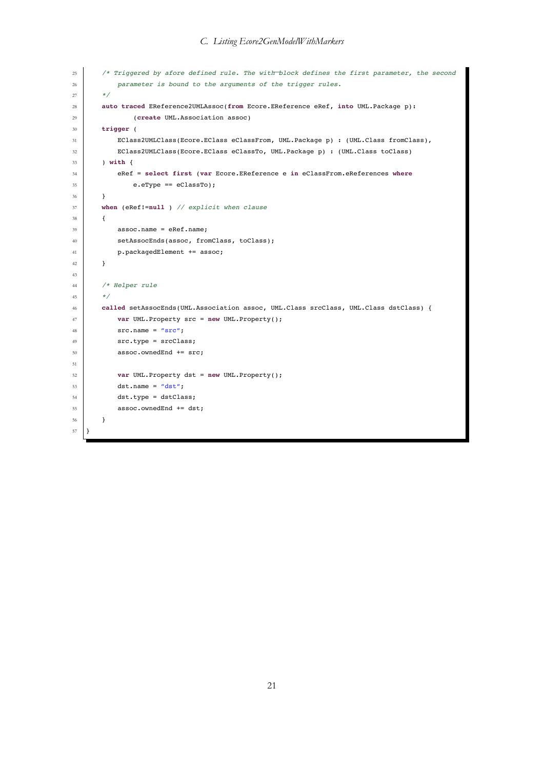```
    /* Triggered by afore defined rule. The with-block defines the first parameter, the second
        parameter is bound to the arguments of the trigger rules.
    */
    auto traced EReference2UMLAssoc(from Ecore.EReference eRef, into UML.Package p):
            (create UML.Association assoc)
    trigger (
        EClass2UMLClass(Ecore.EClass eClassFrom, UML.Package p) : (UML.Class fromClass),
        EClass2UMLClass(Ecore.EClass eClassTo, UML.Package p) : (UML.Class toClass)
    ) with {
        eRef = select first (var Ecore.EReference e in eClassFrom.eReferences where
            e.eType == eClassTo);
    }
    when (eRef!=null ) // explicit when clause
    {
        assoc.name = eRef.name;
        setAssocEnds(assoc, fromClass, toClass);
        p.packagedElement += assoc;
    }

    /* Helper rule
    */
    called setAssocEnds(UML.Association assoc, UML.Class srcClass, UML.Class dstClass) {
        var UML.Property src = new UML.Property();
        src.name = "src";
        src.type = srcClass;
        assoc.ownedEnd += src;

        var UML.Property dst = new UML.Property();
        dst.name = "dst";
        dst.type = dstClass;
        assoc.ownedEnd += dst;
    }
}
```